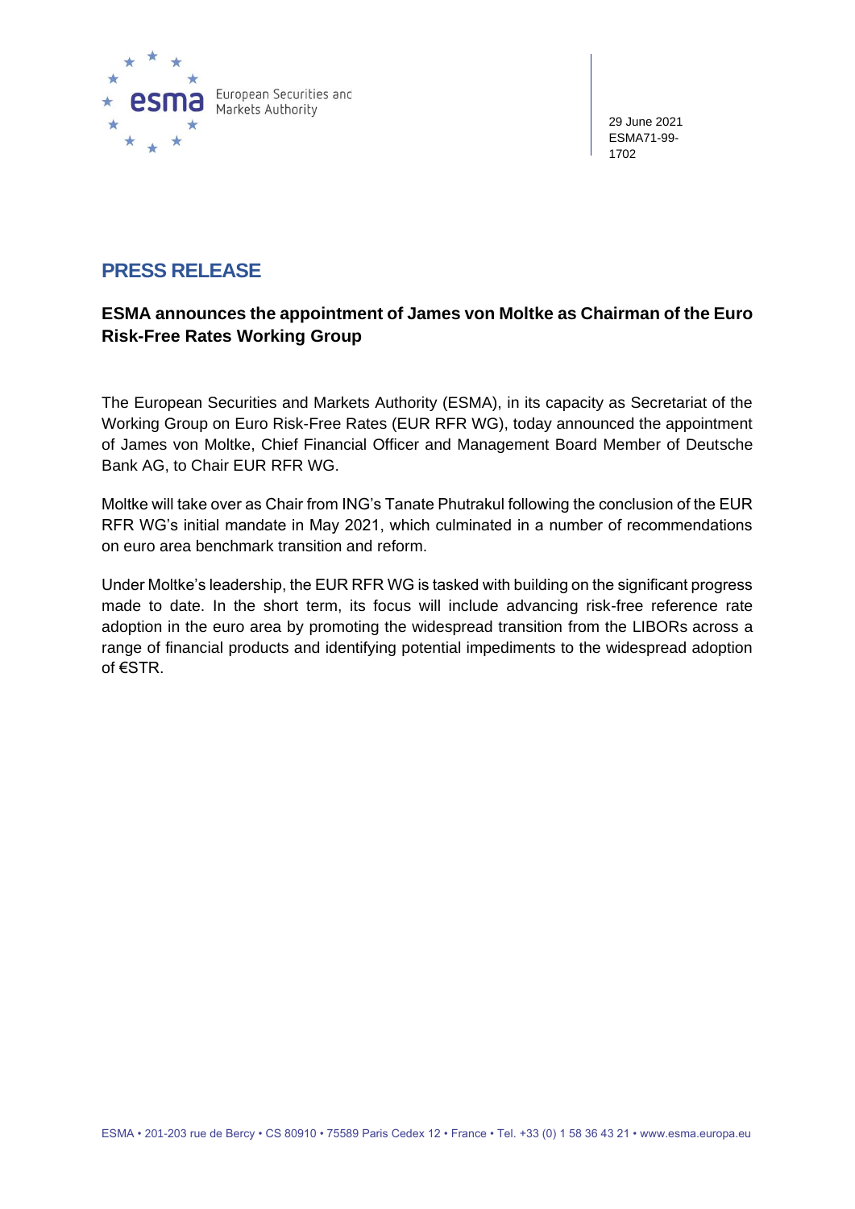29 June 2021
ESMA71-99-1702

# PRESS RELEASE

## ESMA announces the appointment of James von Moltke as Chairman of the Euro Risk-Free Rates Working Group

The European Securities and Markets Authority (ESMA), in its capacity as Secretariat of the Working Group on Euro Risk-Free Rates (EUR RFR WG), today announced the appointment of James von Moltke, Chief Financial Officer and Management Board Member of Deutsche Bank AG, to Chair EUR RFR WG.

Moltke will take over as Chair from ING's Tanate Phutrakul following the conclusion of the EUR RFR WG's initial mandate in May 2021, which culminated in a number of recommendations on euro area benchmark transition and reform.

Under Moltke's leadership, the EUR RFR WG is tasked with building on the significant progress made to date. In the short term, its focus will include advancing risk-free reference rate adoption in the euro area by promoting the widespread transition from the LIBORs across a range of financial products and identifying potential impediments to the widespread adoption of €STR.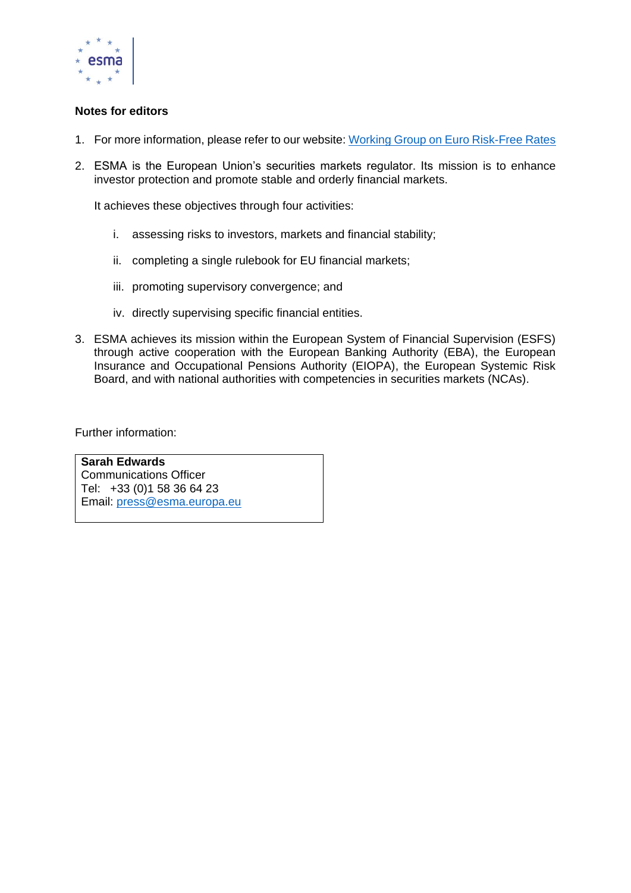**Notes for editors**

1. For more information, please refer to our website: [Working Group on Euro Risk-Free Rates]
2. ESMA is the European Union's securities markets regulator. Its mission is to enhance investor protection and promote stable and orderly financial markets.

   It achieves these objectives through four activities:

   i. assessing risks to investors, markets and financial stability;

   ii. completing a single rulebook for EU financial markets;

   iii. promoting supervisory convergence; and

   iv. directly supervising specific financial entities.

3. ESMA achieves its mission within the European System of Financial Supervision (ESFS) through active cooperation with the European Banking Authority (EBA), the European Insurance and Occupational Pensions Authority (EIOPA), the European Systemic Risk Board, and with national authorities with competencies in securities markets (NCAs).

Further information:

**Sarah Edwards**
Communications Officer
Tel: +33 (0)1 58 36 64 23
Email: press@esma.europa.eu